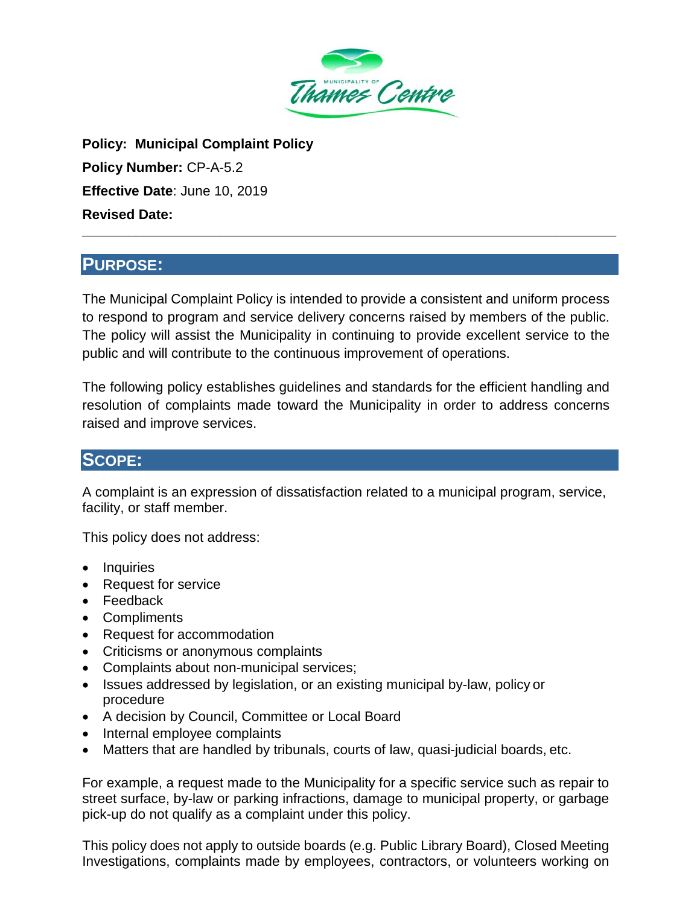**Policy: Municipal Complaint Policy**

**Policy Number:** CP-A-5.2

**Effective Date**: June 10, 2019

**Revised Date:**

---

## PURPOSE:

The Municipal Complaint Policy is intended to provide a consistent and uniform process to respond to program and service delivery concerns raised by members of the public. The policy will assist the Municipality in continuing to provide excellent service to the public and will contribute to the continuous improvement of operations.

The following policy establishes guidelines and standards for the efficient handling and resolution of complaints made toward the Municipality in order to address concerns raised and improve services.

## SCOPE:

A complaint is an expression of dissatisfaction related to a municipal program, service, facility, or staff member.

This policy does not address:

- Inquiries
- Request for service
- Feedback
- Compliments
- Request for accommodation
- Criticisms or anonymous complaints
- Complaints about non-municipal services;
- Issues addressed by legislation, or an existing municipal by-law, policy or procedure
- A decision by Council, Committee or Local Board
- Internal employee complaints
- Matters that are handled by tribunals, courts of law, quasi-judicial boards, etc.

For example, a request made to the Municipality for a specific service such as repair to street surface, by-law or parking infractions, damage to municipal property, or garbage pick-up do not qualify as a complaint under this policy.

This policy does not apply to outside boards (e.g. Public Library Board), Closed Meeting Investigations, complaints made by employees, contractors, or volunteers working on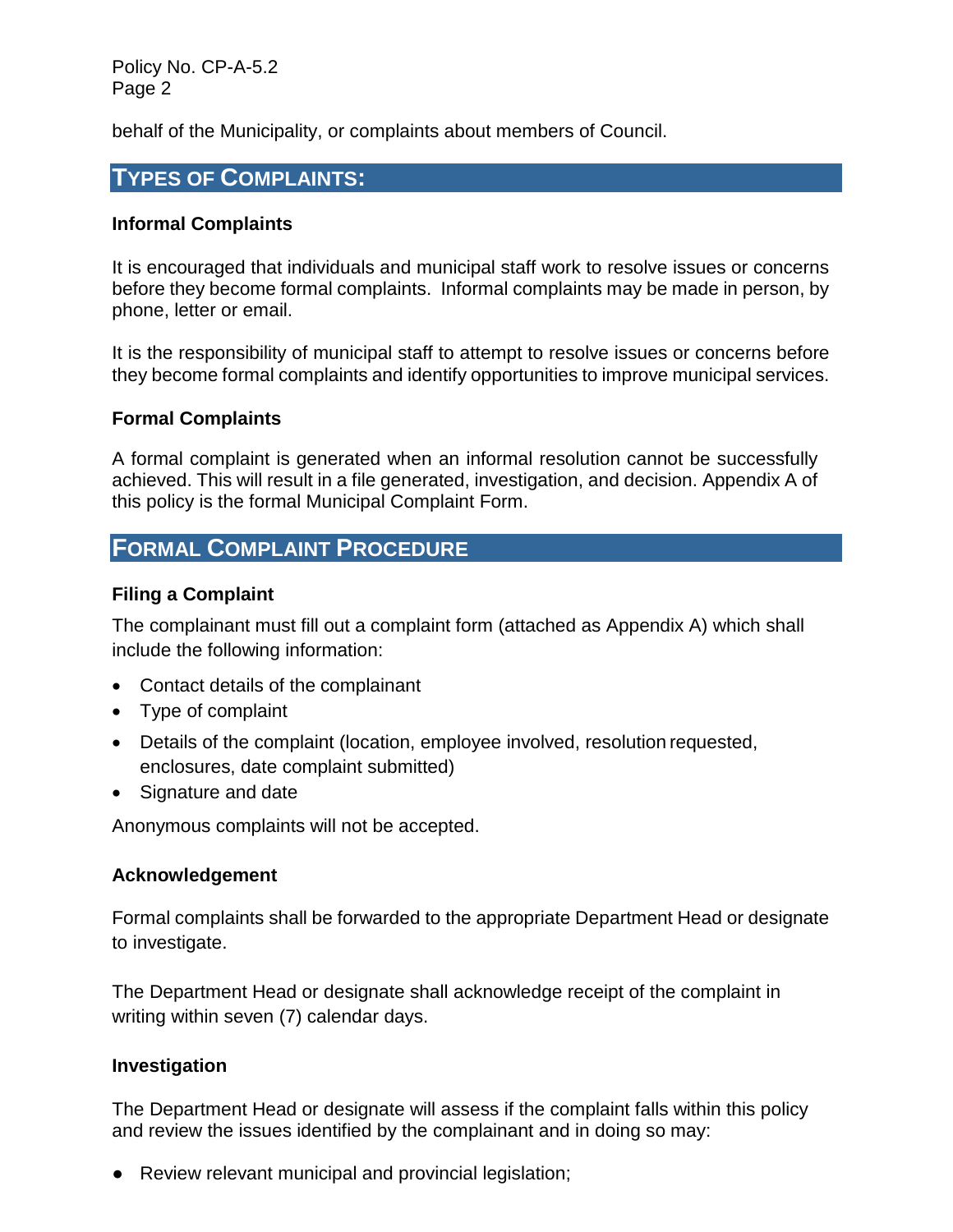behalf of the Municipality, or complaints about members of Council.

## TYPES OF COMPLAINTS:

### Informal Complaints

It is encouraged that individuals and municipal staff work to resolve issues or concerns before they become formal complaints. Informal complaints may be made in person, by phone, letter or email.

It is the responsibility of municipal staff to attempt to resolve issues or concerns before they become formal complaints and identify opportunities to improve municipal services.

### Formal Complaints

A formal complaint is generated when an informal resolution cannot be successfully achieved. This will result in a file generated, investigation, and decision. Appendix A of this policy is the formal Municipal Complaint Form.

## FORMAL COMPLAINT PROCEDURE

### Filing a Complaint

The complainant must fill out a complaint form (attached as Appendix A) which shall include the following information:

- Contact details of the complainant
- Type of complaint
- Details of the complaint (location, employee involved, resolution requested, enclosures, date complaint submitted)
- Signature and date

Anonymous complaints will not be accepted.

### Acknowledgement

Formal complaints shall be forwarded to the appropriate Department Head or designate to investigate.

The Department Head or designate shall acknowledge receipt of the complaint in writing within seven (7) calendar days.

### Investigation

The Department Head or designate will assess if the complaint falls within this policy and review the issues identified by the complainant and in doing so may:

- Review relevant municipal and provincial legislation;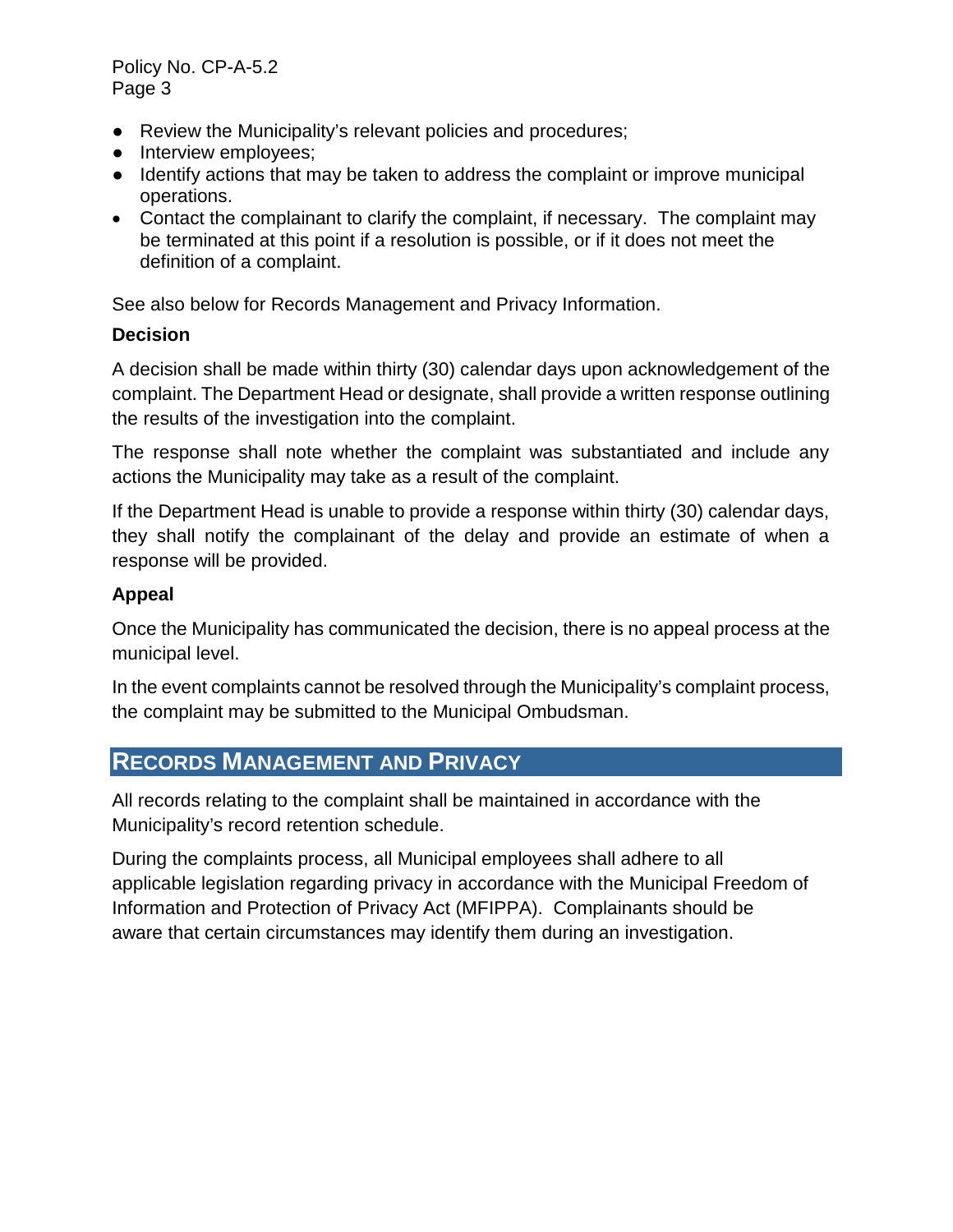- Review the Municipality's relevant policies and procedures;
- Interview employees;
- Identify actions that may be taken to address the complaint or improve municipal operations.
- Contact the complainant to clarify the complaint, if necessary. The complaint may be terminated at this point if a resolution is possible, or if it does not meet the definition of a complaint.

See also below for Records Management and Privacy Information.

**Decision**

A decision shall be made within thirty (30) calendar days upon acknowledgement of the complaint. The Department Head or designate, shall provide a written response outlining the results of the investigation into the complaint.

The response shall note whether the complaint was substantiated and include any actions the Municipality may take as a result of the complaint.

If the Department Head is unable to provide a response within thirty (30) calendar days, they shall notify the complainant of the delay and provide an estimate of when a response will be provided.

**Appeal**

Once the Municipality has communicated the decision, there is no appeal process at the municipal level.

In the event complaints cannot be resolved through the Municipality's complaint process, the complaint may be submitted to the Municipal Ombudsman.

## RECORDS MANAGEMENT AND PRIVACY

All records relating to the complaint shall be maintained in accordance with the Municipality's record retention schedule.

During the complaints process, all Municipal employees shall adhere to all applicable legislation regarding privacy in accordance with the Municipal Freedom of Information and Protection of Privacy Act (MFIPPA). Complainants should be aware that certain circumstances may identify them during an investigation.